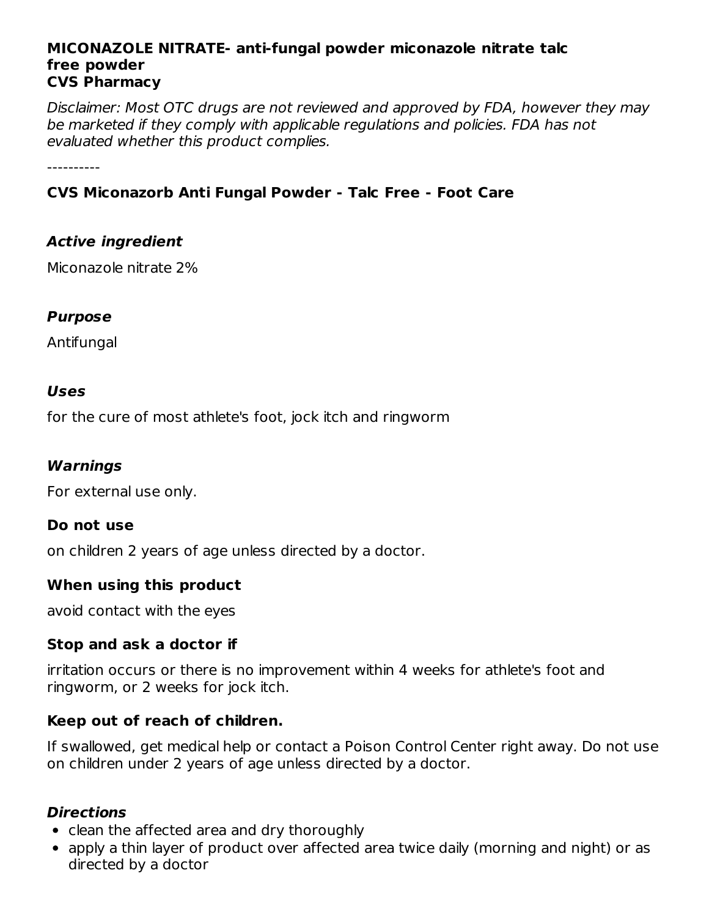**MICONAZOLE NITRATE- anti-fungal powder miconazole nitrate talc free powder**
**CVS Pharmacy**

*Disclaimer: Most OTC drugs are not reviewed and approved by FDA, however they may be marketed if they comply with applicable regulations and policies. FDA has not evaluated whether this product complies.*

----------

**CVS Miconazorb Anti Fungal Powder - Talc Free - Foot Care**

### *Active ingredient*

Miconazole nitrate 2%

### *Purpose*

Antifungal

### *Uses*

for the cure of most athlete's foot, jock itch and ringworm

### *Warnings*

For external use only.

**Do not use**

on children 2 years of age unless directed by a doctor.

**When using this product**

avoid contact with the eyes

**Stop and ask a doctor if**

irritation occurs or there is no improvement within 4 weeks for athlete's foot and ringworm, or 2 weeks for jock itch.

**Keep out of reach of children.**

If swallowed, get medical help or contact a Poison Control Center right away. Do not use on children under 2 years of age unless directed by a doctor.

### *Directions*

- clean the affected area and dry thoroughly
- apply a thin layer of product over affected area twice daily (morning and night) or as directed by a doctor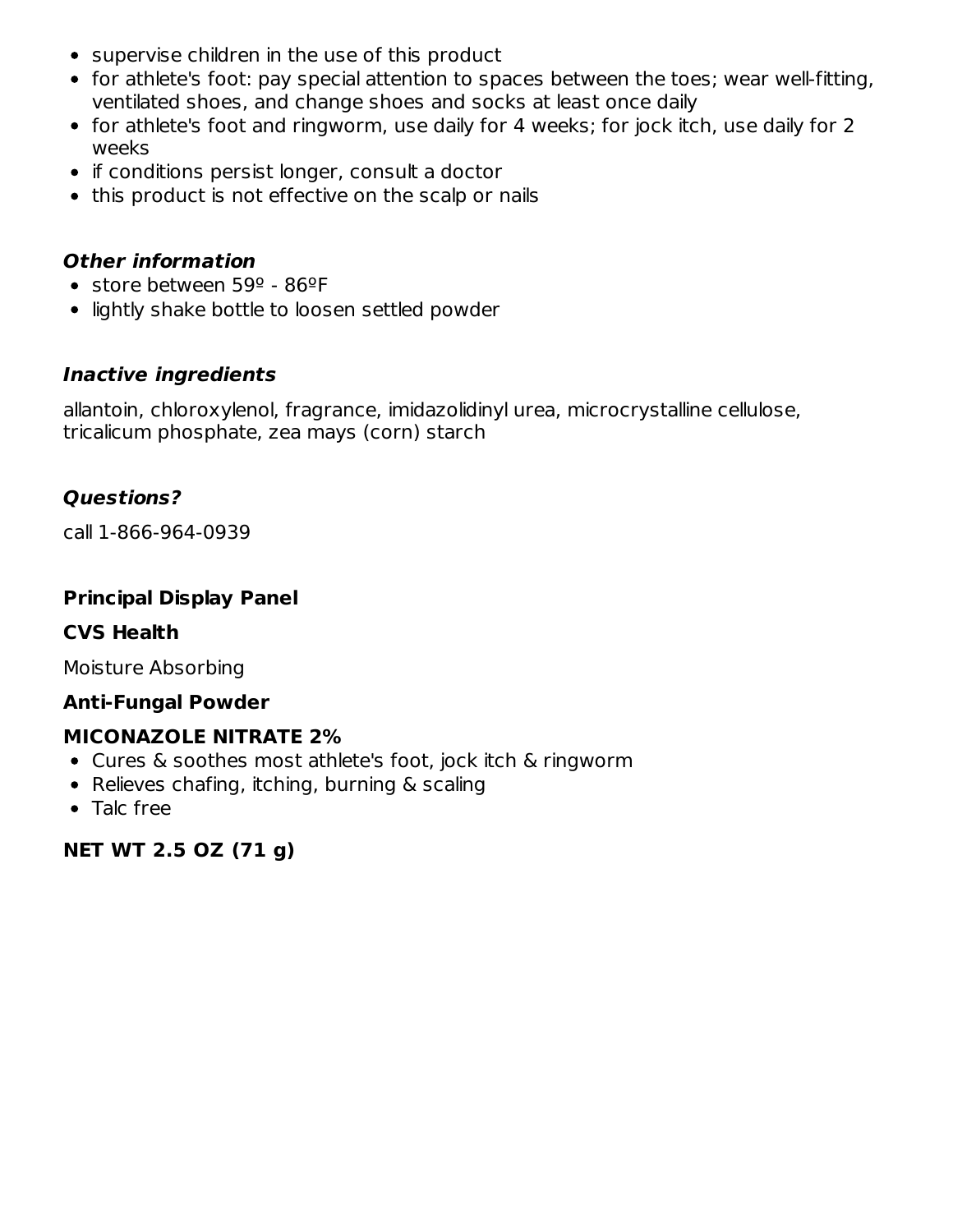- supervise children in the use of this product
- for athlete's foot: pay special attention to spaces between the toes; wear well-fitting, ventilated shoes, and change shoes and socks at least once daily
- for athlete's foot and ringworm, use daily for 4 weeks; for jock itch, use daily for 2 weeks
- if conditions persist longer, consult a doctor
- this product is not effective on the scalp or nails

### *Other information*

- store between 59º - 86ºF
- lightly shake bottle to loosen settled powder

### *Inactive ingredients*

allantoin, chloroxylenol, fragrance, imidazolidinyl urea, microcrystalline cellulose, tricalicum phosphate, zea mays (corn) starch

### *Questions?*

call 1-866-964-0939

### Principal Display Panel

**CVS Health**

Moisture Absorbing

**Anti-Fungal Powder**

**MICONAZOLE NITRATE 2%**

- Cures & soothes most athlete's foot, jock itch & ringworm
- Relieves chafing, itching, burning & scaling
- Talc free

**NET WT 2.5 OZ (71 g)**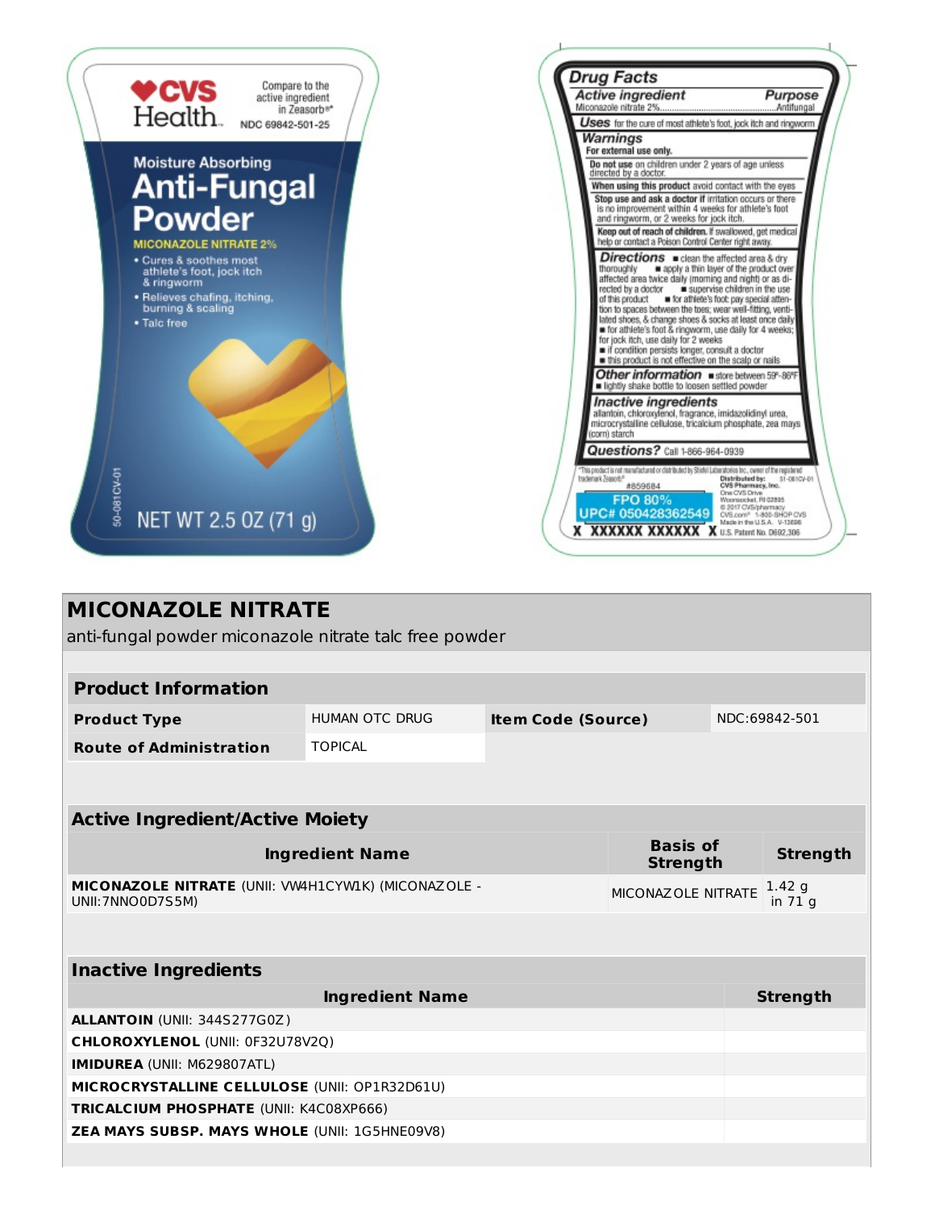CVS Health

Compare to the active ingredient in Zeasorb®*

NDC 69842-501-25

Moisture Absorbing

# Anti-Fungal Powder

MICONAZOLE NITRATE 2%

- Cures & soothes most athlete's foot, jock itch & ringworm
- Relieves chafing, itching, burning & scaling
- Talc free

50-081CV-01

NET WT 2.5 OZ (71 g)

## Drug Facts

| Active ingredient | Purpose |
|---|---|
| Miconazole nitrate 2% | Antifungal |

**Uses** for the cure of most athlete's foot, jock itch and ringworm

**Warnings**

**For external use only.**

**Do not use** on children under 2 years of age unless directed by a doctor.

**When using this product** avoid contact with the eyes

**Stop use and ask a doctor if** irritation occurs or there is no improvement within 4 weeks for athlete's foot and ringworm, or 2 weeks for jock itch.

**Keep out of reach of children.** If swallowed, get medical help or contact a Poison Control Center right away.

**Directions**
- clean the affected area & dry thoroughly
- apply a thin layer of the product over affected area twice daily (morning and night) or as directed by a doctor
- supervise children in the use of this product
- for athlete's foot: pay special attention to spaces between the toes; wear well-fitting, ventilated shoes, & change shoes & socks at least once daily
- for athlete's foot & ringworm, use daily for 4 weeks; for jock itch, use daily for 2 weeks
- if condition persists longer, consult a doctor
- this product is not effective on the scalp or nails

**Other information**
- store between 59°-86°F
- lightly shake bottle to loosen settled powder

**Inactive ingredients** allantoin, chloroxylenol, fragrance, imidazolidinyl urea, microcrystalline cellulose, tricalcium phosphate, zea mays (corn) starch

**Questions?** Call 1-866-964-0939

*This product is not manufactured or distributed by Stiefel Laboratories Inc., owner of the registered trademark Zeasorb®

Distributed by: CVS Pharmacy, Inc. One CVS Drive Woonsocket, RI 02895 © 2017 CVS/pharmacy CVS.com® 1-800-SHOP CVS Made in the U.S.A. V-13698 U.S. Patent No. D692,306

51-081CV-01

#859684

FPO 80%

UPC# 050428362549

X XXXXXX XXXXXX X

# MICONAZOLE NITRATE

anti-fungal powder miconazole nitrate talc free powder

| Product Information | | | |
|---|---|---|---|
| **Product Type** | HUMAN OTC DRUG | **Item Code (Source)** | NDC:69842-501 |
| **Route of Administration** | TOPICAL | | |

| Active Ingredient/Active Moiety | | |
|---|---|---|
| **Ingredient Name** | **Basis of Strength** | **Strength** |
| **MICONAZOLE NITRATE** (UNII: VW4H1CYW1K) (MICONAZOLE - UNII:7NNO0D7S5M) | MICONAZOLE NITRATE | 1.42 g in 71 g |

| Inactive Ingredients | |
|---|---|
| **Ingredient Name** | **Strength** |
| **ALLANTOIN** (UNII: 344S277G0Z) | |
| **CHLOROXYLENOL** (UNII: 0F32U78V2Q) | |
| **IMIDUREA** (UNII: M629807ATL) | |
| **MICROCRYSTALLINE CELLULOSE** (UNII: OP1R32D61U) | |
| **TRICALCIUM PHOSPHATE** (UNII: K4C08XP666) | |
| **ZEA MAYS SUBSP. MAYS WHOLE** (UNII: 1G5HNE09V8) | |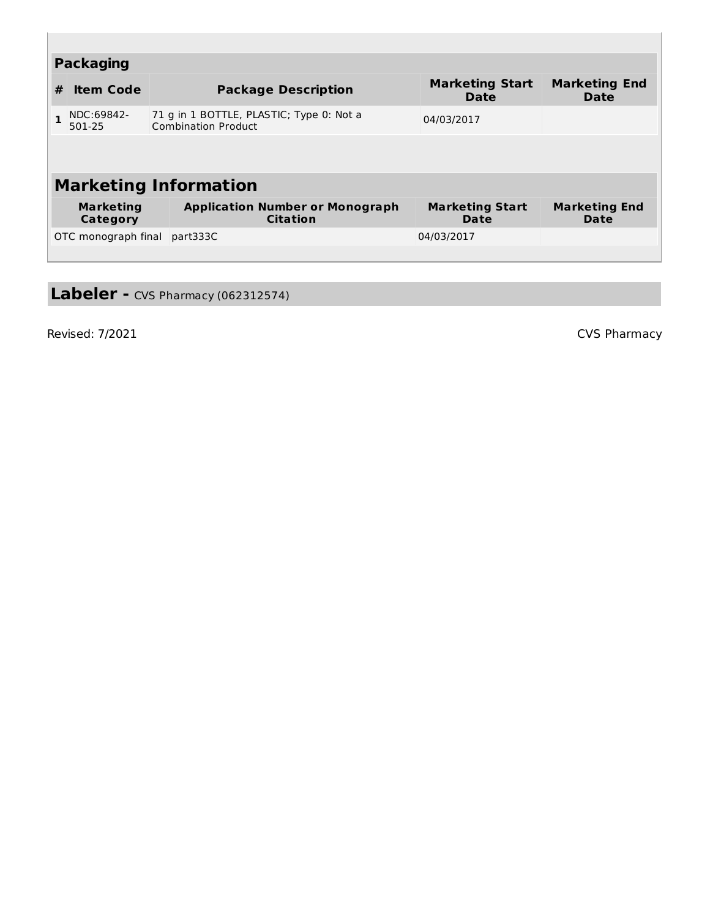## Packaging

| # | Item Code | Package Description | Marketing Start Date | Marketing End Date |
|---|---|---|---|---|
| 1 | NDC:69842-501-25 | 71 g in 1 BOTTLE, PLASTIC; Type 0: Not a Combination Product | 04/03/2017 | |

## Marketing Information

| Marketing Category | Application Number or Monograph Citation | Marketing Start Date | Marketing End Date |
|---|---|---|---|
| OTC monograph final | part333C | 04/03/2017 | |

## Labeler - CVS Pharmacy (062312574)

Revised: 7/2021

CVS Pharmacy